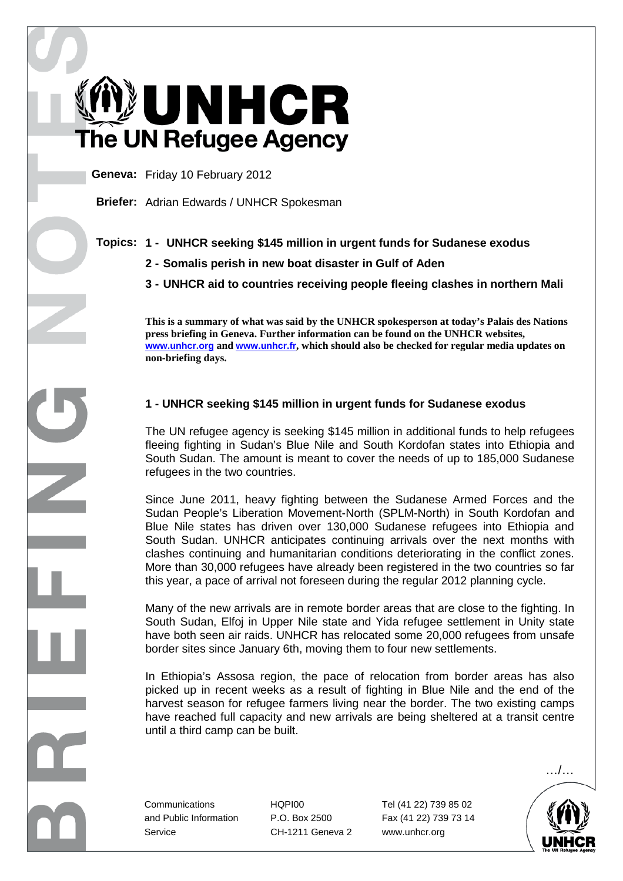# UNHCR
## The UN Refugee Agency

**Geneva:** Friday 10 February 2012

**Briefer:** Adrian Edwards / UNHCR Spokesman

**Topics:**
**1 - UNHCR seeking $145 million in urgent funds for Sudanese exodus**
**2 - Somalis perish in new boat disaster in Gulf of Aden**
**3 - UNHCR aid to countries receiving people fleeing clashes in northern Mali**

**This is a summary of what was said by the UNHCR spokesperson at today's Palais des Nations press briefing in Geneva. Further information can be found on the UNHCR websites, www.unhcr.org and www.unhcr.fr, which should also be checked for regular media updates on non-briefing days.**

## 1 - UNHCR seeking $145 million in urgent funds for Sudanese exodus

The UN refugee agency is seeking $145 million in additional funds to help refugees fleeing fighting in Sudan's Blue Nile and South Kordofan states into Ethiopia and South Sudan. The amount is meant to cover the needs of up to 185,000 Sudanese refugees in the two countries.

Since June 2011, heavy fighting between the Sudanese Armed Forces and the Sudan People's Liberation Movement-North (SPLM-North) in South Kordofan and Blue Nile states has driven over 130,000 Sudanese refugees into Ethiopia and South Sudan. UNHCR anticipates continuing arrivals over the next months with clashes continuing and humanitarian conditions deteriorating in the conflict zones. More than 30,000 refugees have already been registered in the two countries so far this year, a pace of arrival not foreseen during the regular 2012 planning cycle.

Many of the new arrivals are in remote border areas that are close to the fighting. In South Sudan, Elfoj in Upper Nile state and Yida refugee settlement in Unity state have both seen air raids. UNHCR has relocated some 20,000 refugees from unsafe border sites since January 6th, moving them to four new settlements.

In Ethiopia's Assosa region, the pace of relocation from border areas has also picked up in recent weeks as a result of fighting in Blue Nile and the end of the harvest season for refugee farmers living near the border. The two existing camps have reached full capacity and new arrivals are being sheltered at a transit centre until a third camp can be built.

…/…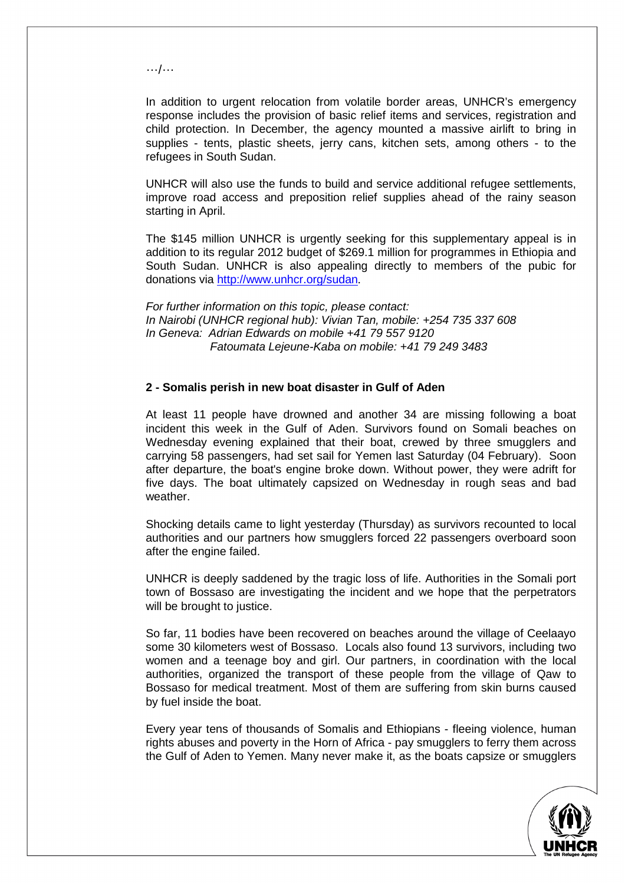…/…

In addition to urgent relocation from volatile border areas, UNHCR's emergency response includes the provision of basic relief items and services, registration and child protection. In December, the agency mounted a massive airlift to bring in supplies - tents, plastic sheets, jerry cans, kitchen sets, among others - to the refugees in South Sudan.

UNHCR will also use the funds to build and service additional refugee settlements, improve road access and preposition relief supplies ahead of the rainy season starting in April.

The $145 million UNHCR is urgently seeking for this supplementary appeal is in addition to its regular 2012 budget of $269.1 million for programmes in Ethiopia and South Sudan. UNHCR is also appealing directly to members of the pubic for donations via [http://www.unhcr.org/sudan](http://www.unhcr.org/sudan).

*For further information on this topic, please contact:*
*In Nairobi (UNHCR regional hub): Vivian Tan, mobile: +254 735 337 608*
*In Geneva: Adrian Edwards on mobile +41 79 557 9120*
*Fatoumata Lejeune-Kaba on mobile: +41 79 249 3483*

**2 - Somalis perish in new boat disaster in Gulf of Aden**

At least 11 people have drowned and another 34 are missing following a boat incident this week in the Gulf of Aden. Survivors found on Somali beaches on Wednesday evening explained that their boat, crewed by three smugglers and carrying 58 passengers, had set sail for Yemen last Saturday (04 February). Soon after departure, the boat's engine broke down. Without power, they were adrift for five days. The boat ultimately capsized on Wednesday in rough seas and bad weather.

Shocking details came to light yesterday (Thursday) as survivors recounted to local authorities and our partners how smugglers forced 22 passengers overboard soon after the engine failed.

UNHCR is deeply saddened by the tragic loss of life. Authorities in the Somali port town of Bossaso are investigating the incident and we hope that the perpetrators will be brought to justice.

So far, 11 bodies have been recovered on beaches around the village of Ceelaayo some 30 kilometers west of Bossaso. Locals also found 13 survivors, including two women and a teenage boy and girl. Our partners, in coordination with the local authorities, organized the transport of these people from the village of Qaw to Bossaso for medical treatment. Most of them are suffering from skin burns caused by fuel inside the boat.

Every year tens of thousands of Somalis and Ethiopians - fleeing violence, human rights abuses and poverty in the Horn of Africa - pay smugglers to ferry them across the Gulf of Aden to Yemen. Many never make it, as the boats capsize or smugglers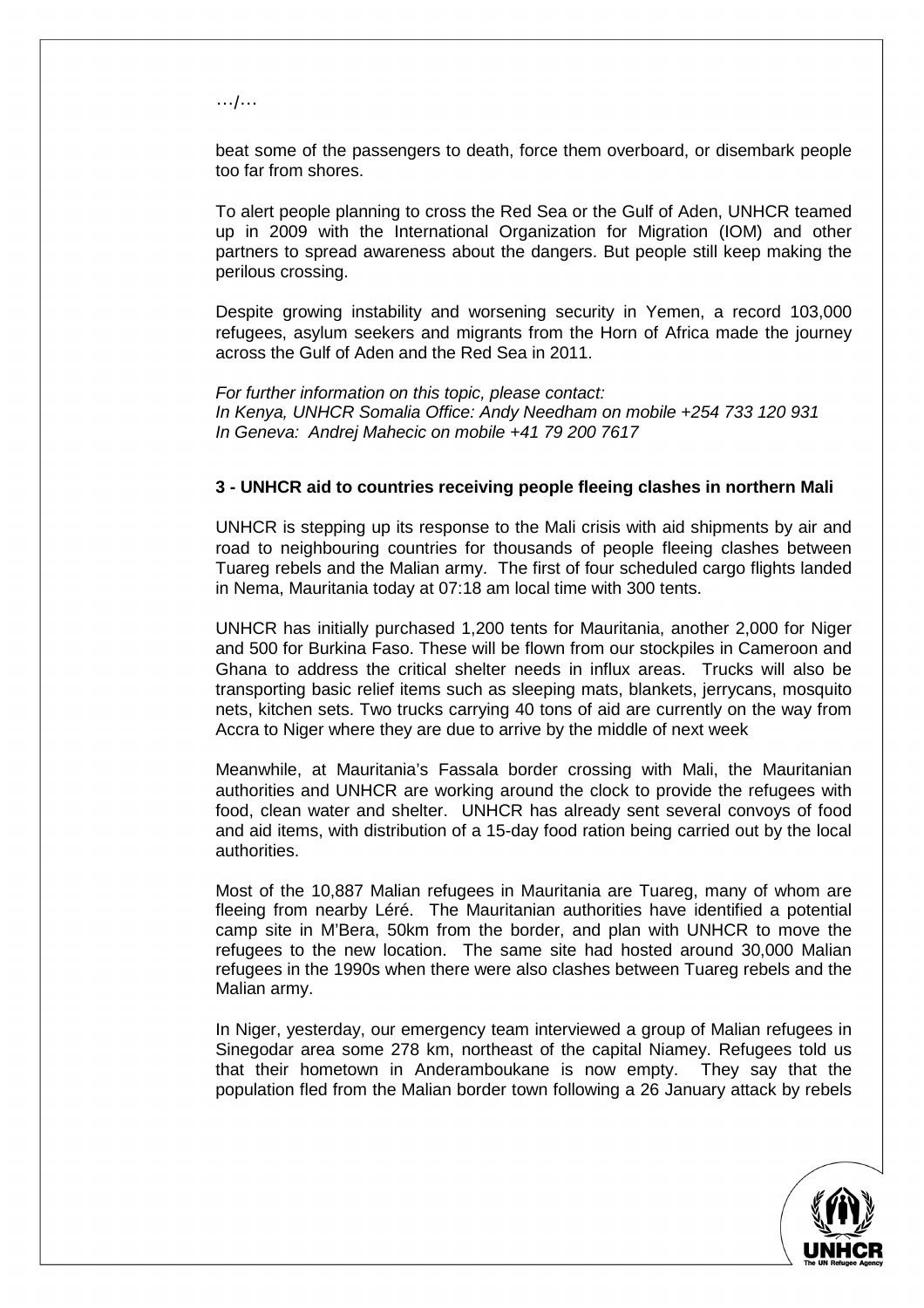…/…

beat some of the passengers to death, force them overboard, or disembark people too far from shores.

To alert people planning to cross the Red Sea or the Gulf of Aden, UNHCR teamed up in 2009 with the International Organization for Migration (IOM) and other partners to spread awareness about the dangers. But people still keep making the perilous crossing.

Despite growing instability and worsening security in Yemen, a record 103,000 refugees, asylum seekers and migrants from the Horn of Africa made the journey across the Gulf of Aden and the Red Sea in 2011.

*For further information on this topic, please contact:*
*In Kenya, UNHCR Somalia Office: Andy Needham on mobile +254 733 120 931*
*In Geneva: Andrej Mahecic on mobile +41 79 200 7617*

**3 - UNHCR aid to countries receiving people fleeing clashes in northern Mali**

UNHCR is stepping up its response to the Mali crisis with aid shipments by air and road to neighbouring countries for thousands of people fleeing clashes between Tuareg rebels and the Malian army. The first of four scheduled cargo flights landed in Nema, Mauritania today at 07:18 am local time with 300 tents.

UNHCR has initially purchased 1,200 tents for Mauritania, another 2,000 for Niger and 500 for Burkina Faso. These will be flown from our stockpiles in Cameroon and Ghana to address the critical shelter needs in influx areas. Trucks will also be transporting basic relief items such as sleeping mats, blankets, jerrycans, mosquito nets, kitchen sets. Two trucks carrying 40 tons of aid are currently on the way from Accra to Niger where they are due to arrive by the middle of next week

Meanwhile, at Mauritania's Fassala border crossing with Mali, the Mauritanian authorities and UNHCR are working around the clock to provide the refugees with food, clean water and shelter. UNHCR has already sent several convoys of food and aid items, with distribution of a 15-day food ration being carried out by the local authorities.

Most of the 10,887 Malian refugees in Mauritania are Tuareg, many of whom are fleeing from nearby Léré. The Mauritanian authorities have identified a potential camp site in M'Bera, 50km from the border, and plan with UNHCR to move the refugees to the new location. The same site had hosted around 30,000 Malian refugees in the 1990s when there were also clashes between Tuareg rebels and the Malian army.

In Niger, yesterday, our emergency team interviewed a group of Malian refugees in Sinegodar area some 278 km, northeast of the capital Niamey. Refugees told us that their hometown in Anderamboukane is now empty. They say that the population fled from the Malian border town following a 26 January attack by rebels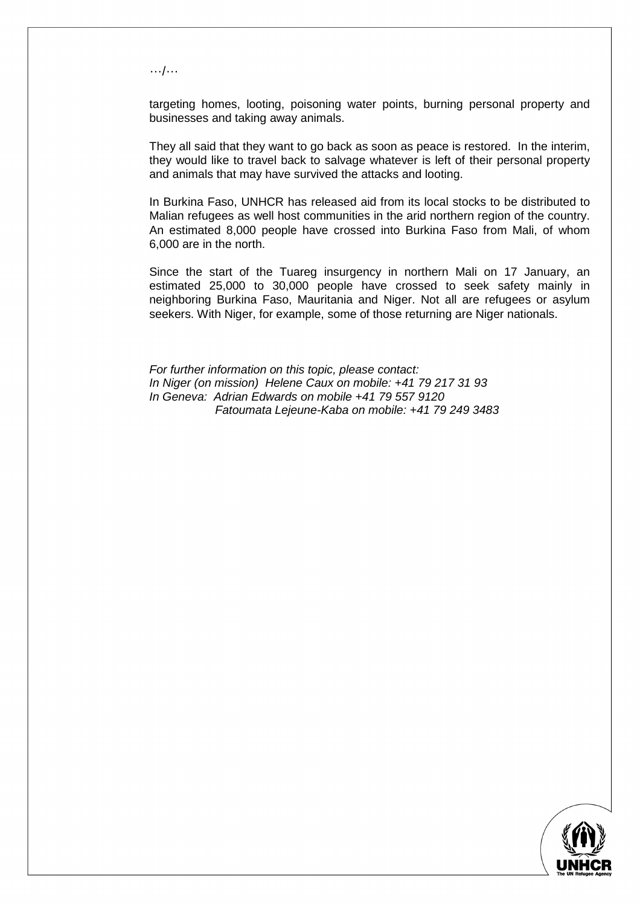…/…

targeting homes, looting, poisoning water points, burning personal property and businesses and taking away animals.

They all said that they want to go back as soon as peace is restored. In the interim, they would like to travel back to salvage whatever is left of their personal property and animals that may have survived the attacks and looting.

In Burkina Faso, UNHCR has released aid from its local stocks to be distributed to Malian refugees as well host communities in the arid northern region of the country. An estimated 8,000 people have crossed into Burkina Faso from Mali, of whom 6,000 are in the north.

Since the start of the Tuareg insurgency in northern Mali on 17 January, an estimated 25,000 to 30,000 people have crossed to seek safety mainly in neighboring Burkina Faso, Mauritania and Niger. Not all are refugees or asylum seekers. With Niger, for example, some of those returning are Niger nationals.

*For further information on this topic, please contact:*
*In Niger (on mission) Helene Caux on mobile: +41 79 217 31 93*
*In Geneva: Adrian Edwards on mobile +41 79 557 9120*
*Fatoumata Lejeune-Kaba on mobile: +41 79 249 3483*